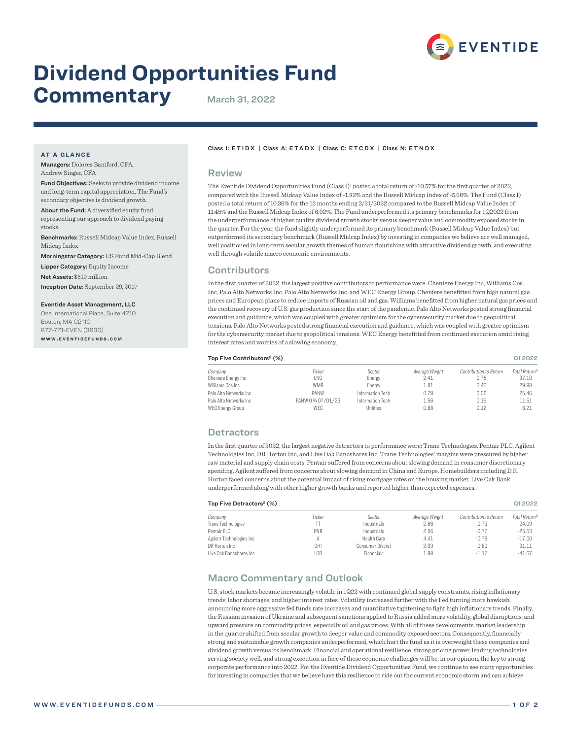# Dividend Opportunities Fund Commentary

March 31, 2022

**AT A GLANCE**

**Managers:** Dolores Bamford, CFA, Andrew Singer, CFA

**Fund Objectives:** Seeks to provide dividend income and long-term capital appreciation. The Fund's secondary objective is dividend growth.

**About the Fund:** A diversified equity fund representing our approach to dividend paying stocks.

**Benchmarks:** Russell Midcap Value Index, Russell Midcap Index

**Morningstar Category:** US Fund Mid-Cap Blend

**Lipper Category:** Equity Income

**Net Assets:** $519 million

**Inception Date:** September 29, 2017

**Eventide Asset Management, LLC**
One International Place, Suite 4210
Boston, MA 02110
877-771-EVEN (3836)
**WWW.EVENTIDEFUNDS.COM**

**Class I: ETIDX | Class A: ETADX | Class C: ETCDX | Class N: ETNDX**

## Review

The Eventide Dividend Opportunities Fund (Class I)[1] posted a total return of -10.57% for the first quarter of 2022, compared with the Russell Midcap Value Index of -1.82% and the Russell Midcap Index of -5.68%. The Fund (Class I) posted a total return of 10.36% for the 12 months ending 3/31/2022 compared to the Russell Midcap Value Index of 11.45% and the Russell Midcap Index of 6.92%. The Fund underperformed its primary benchmarks for 1Q2022 from the underperformance of higher quality dividend growth stocks versus deeper value and commodity exposed stocks in the quarter. For the year, the fund slightly underperformed its primary benchmark (Russell Midcap Value Index) but outperformed its secondary benchmark (Russell Midcap Index) by investing in companies we believe are well managed, well positioned in long-term secular growth themes of human flourishing with attractive dividend growth, and executing well through volatile macro economic environments.

## Contributors

In the first quarter of 2022, the largest positive contributors to performance were: Cheniere Energy Inc, Williams Cos Inc, Palo Alto Networks Inc, Palo Alto Networks Inc, and WEC Energy Group. Cheniere benefitted from high natural gas prices and European plans to reduce imports of Russian oil and gas. Williams benefitted from higher natural gas prices and the continued recovery of U.S. gas production since the start of the pandemic. Palo Alto Networks posted strong financial execution and guidance, which was coupled with greater optimism for the cybersecurity market due to geopolitical tensions. Palo Alto Networks posted strong financial execution and guidance, which was coupled with greater optimism for the cybersecurity market due to geopolitical tensions. WEC Energy benefitted from continued execution amid rising interest rates and worries of a slowing economy.

**Top Five Contributors[2] (%)** — Q1 2022

| Company | Ticker | Sector | Average Weight | Contribution to Return | Total Return[3] |
|---|---|---|---|---|---|
| Cheniere Energy Inc | LNG | Energy | 2.41 | 0.75 | 37.10 |
| Williams Cos Inc | WMB | Energy | 1.81 | 0.40 | 29.98 |
| Palo Alto Networks Inc | PANW | Information Tech | 0.79 | 0.26 | 25.46 |
| Palo Alto Networks Inc | PANW 0 ¾ 07/01/23 | Information Tech | 1.56 | 0.19 | 11.51 |
| WEC Energy Group | WEC | Utilities | 0.88 | 0.12 | 6.21 |

## Detractors

In the first quarter of 2022, the largest negative detractors to performance were: Trane Technologies, Pentair PLC, Agilent Technologies Inc, DR Horton Inc, and Live Oak Bancshares Inc. Trane Technologies' margins were pressured by higher raw material and supply chain costs. Pentair suffered from concerns about slowing demand in consumer discretionary spending. Agilent suffered from concerns about slowing demand in China and Europe. Homebuilders including D.R. Horton faced concerns about the potential impact of rising mortgage rates on the housing market. Live Oak Bank underperformed along with other higher growth banks and reported higher than expected expenses.

**Top Five Detractors[2] (%)** — Q1 2022

| Company | Ticker | Sector | Average Weight | Contribution to Return | Total Return[3] |
|---|---|---|---|---|---|
| Trane Technologies | TT | Industrials | 2.66 | -0.73 | -24.09 |
| Pentair PLC | PNR | Industrials | 2.56 | -0.77 | -25.53 |
| Agilent Technologies Inc | A | Health Care | 4.41 | -0.79 | -17.00 |
| DR Horton Inc | DHI | Consumer Discret | 2.09 | -0.80 | -31.11 |
| Live Oak Bancshares Inc | LOB | Financials | 1.99 | -1.17 | -41.67 |

## Macro Commentary and Outlook

U.S. stock markets became increasingly volatile in 1Q22 with continued global supply constraints, rising inflationary trends, labor shortages, and higher interest rates. Volatility increased further with the Fed turning more hawkish, announcing more aggressive fed funds rate increases and quantitative tightening to fight high inflationary trends. Finally, the Russian invasion of Ukraine and subsequent sanctions applied to Russia added more volatility, global disruptions, and upward pressure on commodity prices, especially oil and gas prices. With all of these developments, market leadership in the quarter shifted from secular growth to deeper value and commodity exposed sectors. Consequently, financially strong and sustainable growth companies underperformed, which hurt the fund as it is overweight these companies and dividend growth versus its benchmark. Financial and operational resilience, strong pricing power, leading technologies serving society well, and strong execution in face of these economic challenges will be, in our opinion, the key to strong corporate performance into 2022. For the Eventide Dividend Opportunities Fund, we continue to see many opportunities for investing in companies that we believe have this resilience to ride out the current economic storm and can achieve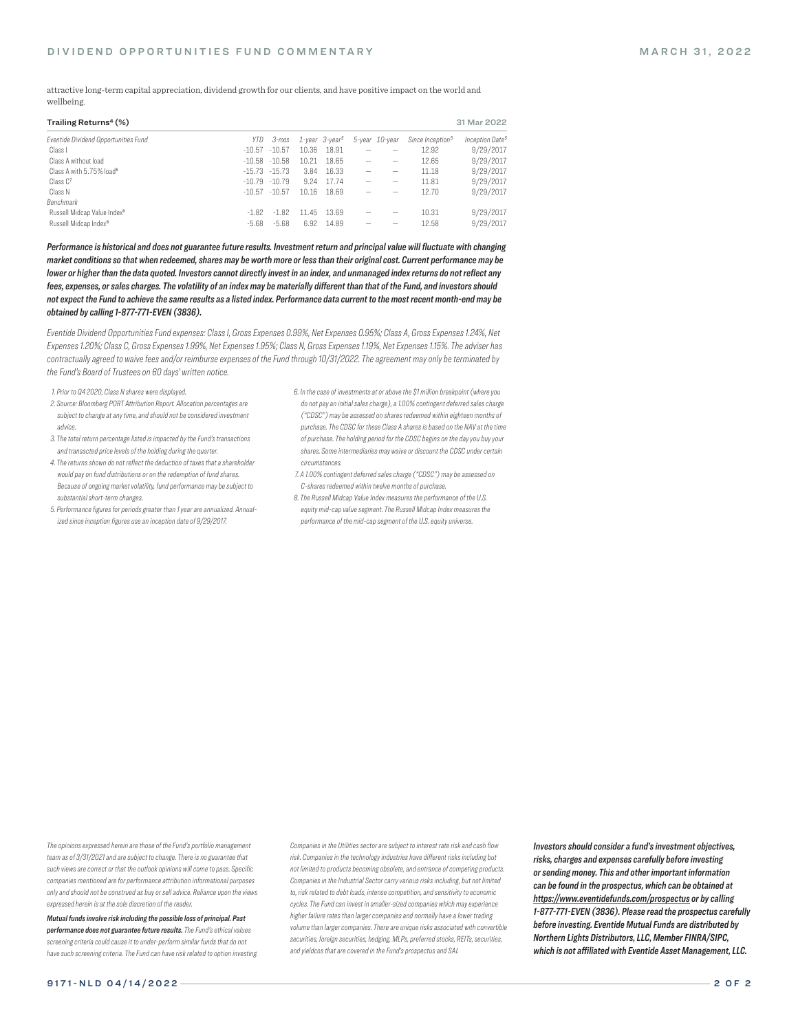attractive long-term capital appreciation, dividend growth for our clients, and have positive impact on the world and wellbeing.

**Trailing Returns[4] (%)** 31 Mar 2022

| Eventide Dividend Opportunities Fund | YTD | 3-mos | 1-year | 3-year[5] | 5-year | 10-year | Since Inception[5] | Inception Date[5] |
|---|---|---|---|---|---|---|---|---|
| Class I | -10.57 | -10.57 | 10.36 | 18.91 | – | – | 12.92 | 9/29/2017 |
| Class A without load | -10.58 | -10.58 | 10.21 | 18.65 | – | – | 12.65 | 9/29/2017 |
| Class A with 5.75% load[6] | -15.73 | -15.73 | 3.84 | 16.33 | – | – | 11.18 | 9/29/2017 |
| Class C[7] | -10.79 | -10.79 | 9.24 | 17.74 | – | – | 11.81 | 9/29/2017 |
| Class N | -10.57 | -10.57 | 10.16 | 18.69 | – | – | 12.70 | 9/29/2017 |
| *Benchmark* | | | | | | | | |
| Russell Midcap Value Index[8] | -1.82 | -1.82 | 11.45 | 13.69 | – | – | 10.31 | 9/29/2017 |
| Russell Midcap Index[8] | -5.68 | -5.68 | 6.92 | 14.89 | – | – | 12.58 | 9/29/2017 |

***Performance is historical and does not guarantee future results. Investment return and principal value will fluctuate with changing market conditions so that when redeemed, shares may be worth more or less than their original cost. Current performance may be lower or higher than the data quoted. Investors cannot directly invest in an index, and unmanaged index returns do not reflect any fees, expenses, or sales charges. The volatility of an index may be materially different than that of the Fund, and investors should not expect the Fund to achieve the same results as a listed index. Performance data current to the most recent month-end may be obtained by calling 1-877-771-EVEN (3836).***

*Eventide Dividend Opportunities Fund expenses: Class I, Gross Expenses 0.99%, Net Expenses 0.95%; Class A, Gross Expenses 1.24%, Net Expenses 1.20%; Class C, Gross Expenses 1.99%, Net Expenses 1.95%; Class N, Gross Expenses 1.19%, Net Expenses 1.15%. The adviser has contractually agreed to waive fees and/or reimburse expenses of the Fund through 10/31/2022. The agreement may only be terminated by the Fund's Board of Trustees on 60 days' written notice.*

*1. Prior to Q4 2020, Class N shares were displayed.*
*2. Source: Bloomberg PORT Attribution Report. Allocation percentages are subject to change at any time, and should not be considered investment advice.*
*3. The total return percentage listed is impacted by the Fund's transactions and transacted price levels of the holding during the quarter.*
*4. The returns shown do not reflect the deduction of taxes that a shareholder would pay on fund distributions or on the redemption of fund shares. Because of ongoing market volatility, fund performance may be subject to substantial short-term changes.*
*5. Performance figures for periods greater than 1 year are annualized. Annualized since inception figures use an inception date of 9/29/2017.*
*6. In the case of investments at or above the $1 million breakpoint (where you do not pay an initial sales charge), a 1.00% contingent deferred sales charge ("CDSC") may be assessed on shares redeemed within eighteen months of purchase. The CDSC for these Class A shares is based on the NAV at the time of purchase. The holding period for the CDSC begins on the day you buy your shares. Some intermediaries may waive or discount the CDSC under certain circumstances.*
*7. A 1.00% contingent deferred sales charge ("CDSC") may be assessed on C-shares redeemed within twelve months of purchase.*
*8. The Russell Midcap Value Index measures the performance of the U.S. equity mid-cap value segment. The Russell Midcap Index measures the performance of the mid-cap segment of the U.S. equity universe.*

*The opinions expressed herein are those of the Fund's portfolio management team as of 3/31/2021 and are subject to change. There is no guarantee that such views are correct or that the outlook opinions will come to pass. Specific companies mentioned are for performance attribution informational purposes only and should not be construed as buy or sell advice. Reliance upon the views expressed herein is at the sole discretion of the reader.*

***Mutual funds involve risk including the possible loss of principal. Past performance does not guarantee future results.*** *The Fund's ethical values screening criteria could cause it to under-perform similar funds that do not have such screening criteria. The Fund can have risk related to option investing. Companies in the Utilities sector are subject to interest rate risk and cash flow risk. Companies in the technology industries have different risks including but not limited to products becoming obsolete, and entrance of competing products. Companies in the Industrial Sector carry various risks including, but not limited to, risk related to debt loads, intense competition, and sensitivity to economic cycles. The Fund can invest in smaller-sized companies which may experience higher failure rates than larger companies and normally have a lower trading volume than larger companies. There are unique risks associated with convertible securities, foreign securities, hedging, MLPs, preferred stocks, REITs, securities, and yieldcos that are covered in the Fund's prospectus and SAI.*

***Investors should consider a fund's investment objectives, risks, charges and expenses carefully before investing or sending money. This and other important information can be found in the prospectus, which can be obtained at https://www.eventidefunds.com/prospectus or by calling 1-877-771-EVEN (3836). Please read the prospectus carefully before investing. Eventide Mutual Funds are distributed by Northern Lights Distributors, LLC, Member FINRA/SIPC, which is not affiliated with Eventide Asset Management, LLC.***

9171-NLD 04/14/2022